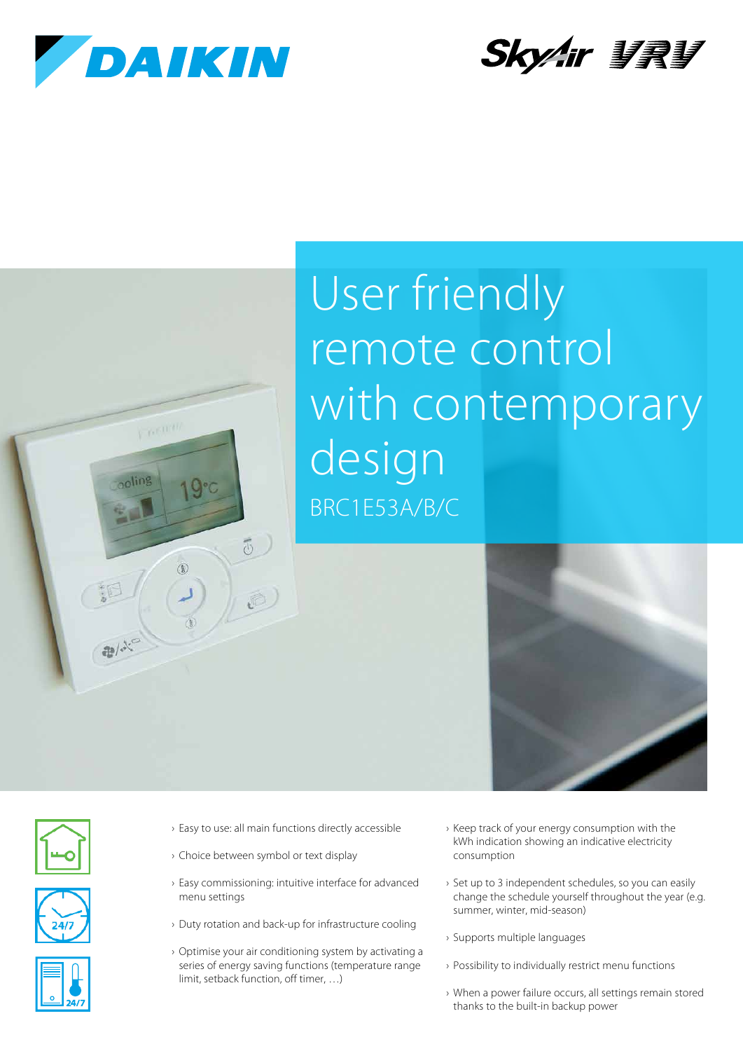# User friendly remote control with contemporary design

BRC1E53A/B/C

- Easy to use: all main functions directly accessible
- Choice between symbol or text display
- Easy commissioning: intuitive interface for advanced menu settings
- Duty rotation and back-up for infrastructure cooling
- Optimise your air conditioning system by activating a series of energy saving functions (temperature range limit, setback function, off timer, …)
- Keep track of your energy consumption with the kWh indication showing an indicative electricity consumption
- Set up to 3 independent schedules, so you can easily change the schedule yourself throughout the year (e.g. summer, winter, mid-season)
- Supports multiple languages
- Possibility to individually restrict menu functions
- When a power failure occurs, all settings remain stored thanks to the built-in backup power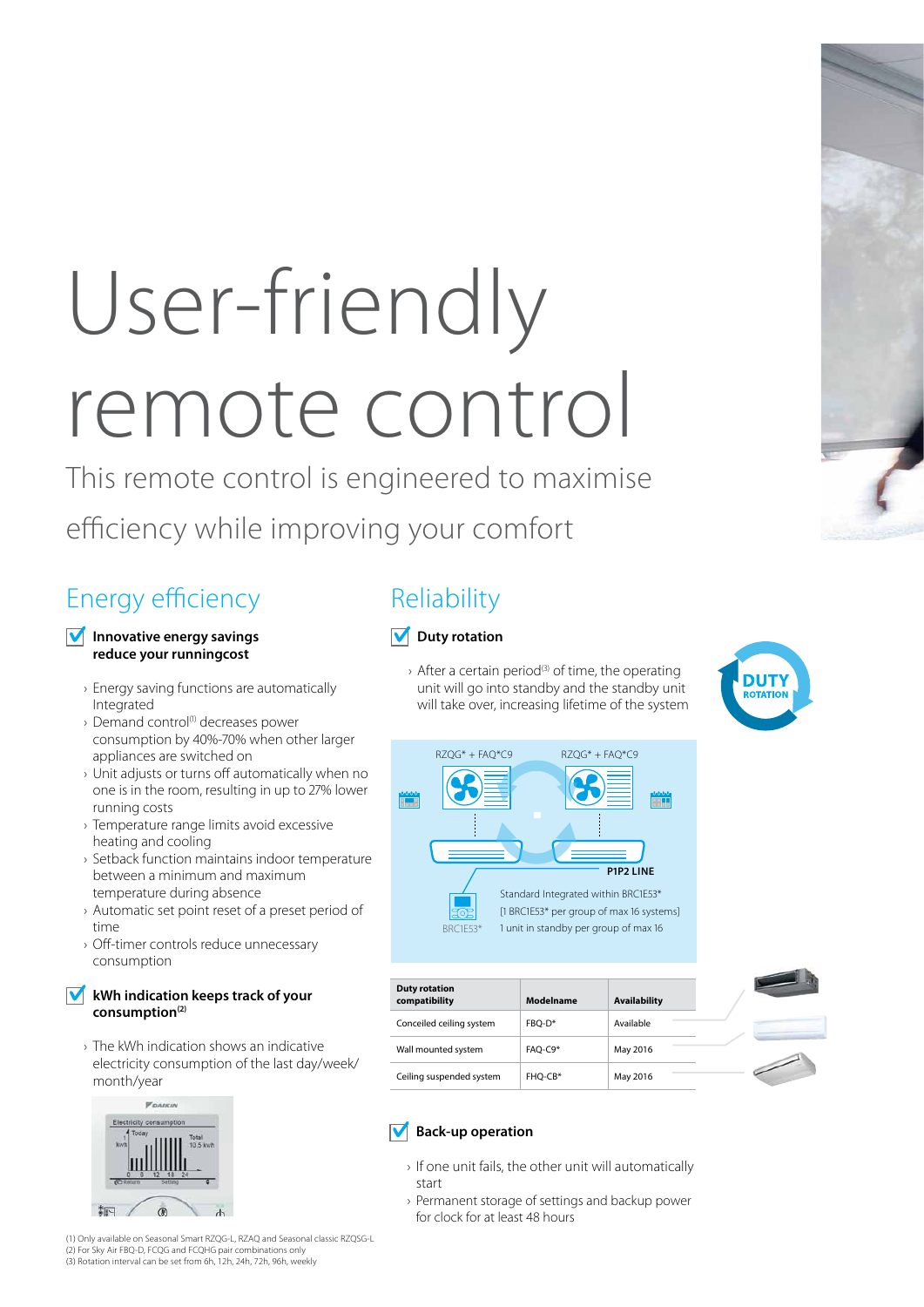# User-friendly remote control

This remote control is engineered to maximise efficiency while improving your comfort

## Energy efficiency

**Innovative energy savings reduce your runningcost**

- Energy saving functions are automatically Integrated
- Demand control[1] decreases power consumption by 40%-70% when other larger appliances are switched on
- Unit adjusts or turns off automatically when no one is in the room, resulting in up to 27% lower running costs
- Temperature range limits avoid excessive heating and cooling
- Setback function maintains indoor temperature between a minimum and maximum temperature during absence
- Automatic set point reset of a preset period of time
- Off-timer controls reduce unnecessary consumption

**kWh indication keeps track of your consumption[2]**

- The kWh indication shows an indicative electricity consumption of the last day/week/month/year

## Reliability

**Duty rotation**

- After a certain period[3] of time, the operating unit will go into standby and the standby unit will take over, increasing lifetime of the system

RZQG* + FAQ*C9 &nbsp;&nbsp; RZQG* + FAQ*C9

P1P2 LINE

BRC1E53*

Standard Integrated within BRC1E53*
[1 BRC1E53* per group of max 16 systems]
1 unit in standby per group of max 16

| Duty rotation compatibility | Modelname | Availability |
|---|---|---|
| Conceiled ceiling system | FBQ-D* | Available |
| Wall mounted system | FAQ-C9* | May 2016 |
| Ceiling suspended system | FHQ-CB* | May 2016 |

**Back-up operation**

- If one unit fails, the other unit will automatically start
- Permanent storage of settings and backup power for clock for at least 48 hours

(1) Only available on Seasonal Smart RZQG-L, RZAQ and Seasonal classic RZQSG-L
(2) For Sky Air FBQ-D, FCQG and FCQHG pair combinations only
(3) Rotation interval can be set from 6h, 12h, 24h, 72h, 96h, weekly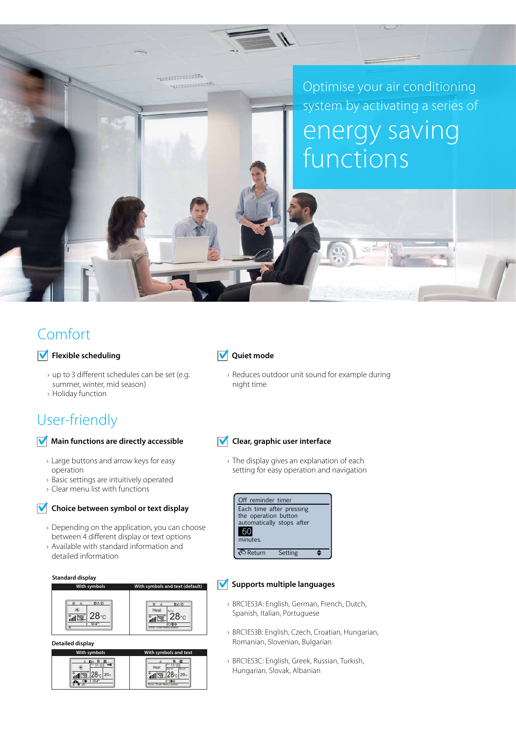Optimise your air conditioning system by activating a series of

# energy saving functions

## Comfort

### Flexible scheduling

- up to 3 different schedules can be set (e.g. summer, winter, mid season)
- Holiday function

### Quiet mode

- Reduces outdoor unit sound for example during night time

## User-friendly

### Main functions are directly accessible

- Large buttons and arrow keys for easy operation
- Basic settings are intuitively operated
- Clear menu list with functions

### Choice between symbol or text display

- Depending on the application, you can choose between 4 different display or text options
- Available with standard information and detailed information

**Standard display**

| With symbols | With symbols and text (default) |
| --- | --- |
| 28°C | Heat 28°C |

**Detailed display**

| With symbols | With symbols and text |
| --- | --- |
| 11:03 28°C 20°C | Heat 11:03 28°C 20°C |

### Clear, graphic user interface

- The display gives an explanation of each setting for easy operation and navigation

Off reminder timer
Each time after pressing the operation button automatically stops after 60 minutes.
Return Setting

### Supports multiple languages

- BRC1E53A: English, German, French, Dutch, Spanish, Italian, Portuguese
- BRC1E53B: English, Czech, Croatian, Hungarian, Romanian, Slovenian, Bulgarian
- BRC1E53C: English, Greek, Russian, Turkish, Hungarian, Slovak, Albanian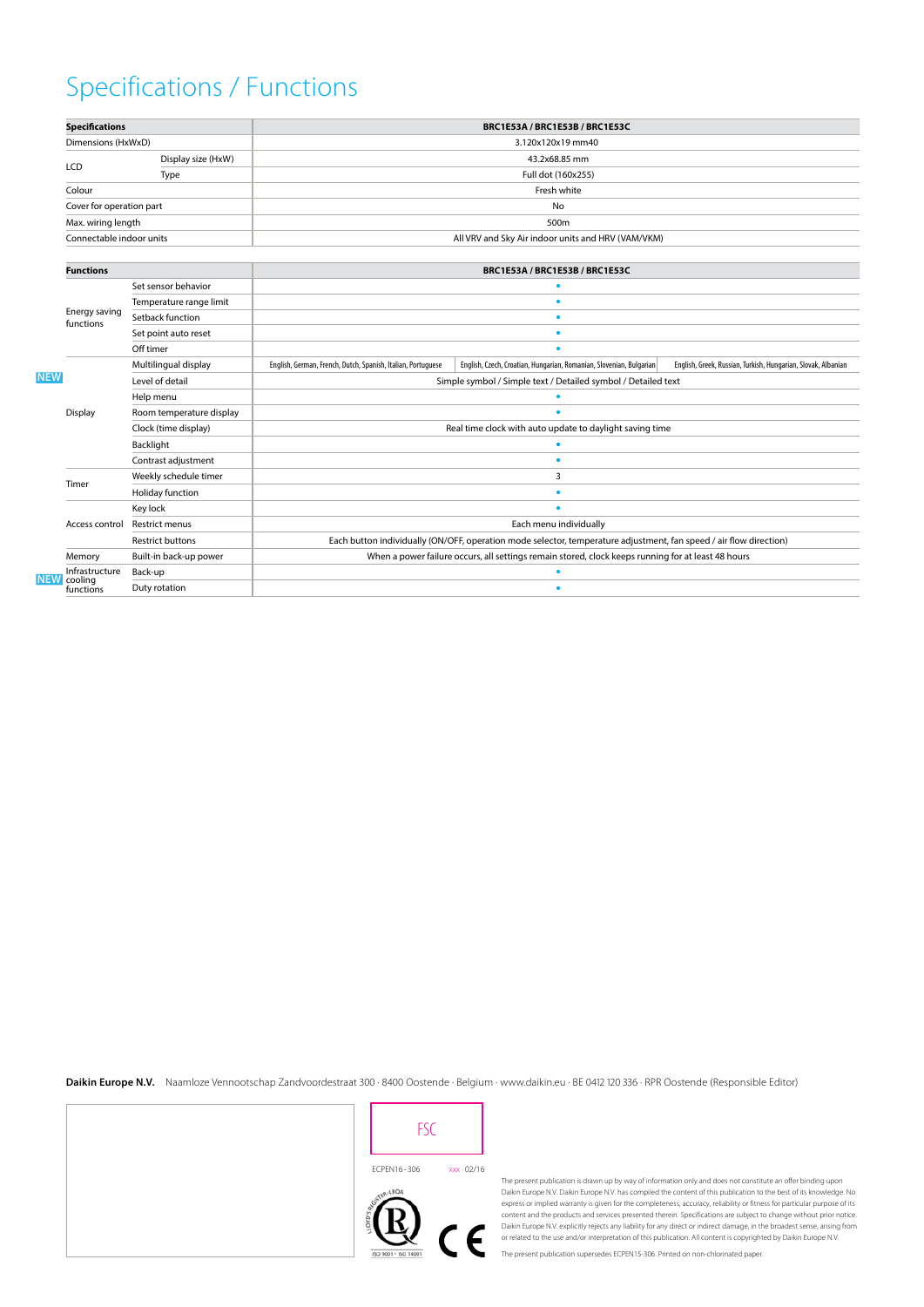# Specifications / Functions

| Specifications | | BRC1E53A / BRC1E53B / BRC1E53C |
|---|---|---|
| Dimensions (HxWxD) | | 3.120x120x19 mm40 |
| LCD | Display size (HxW) | 43.2x68.85 mm |
| | Type | Full dot (160x255) |
| Colour | | Fresh white |
| Cover for operation part | | No |
| Max. wiring length | | 500m |
| Connectable indoor units | | All VRV and Sky Air indoor units and HRV (VAM/VKM) |

| Functions | | BRC1E53A / BRC1E53B / BRC1E53C | | |
|---|---|---|---|---|
| Energy saving functions | Set sensor behavior | • | | |
| | Temperature range limit | • | | |
| | Setback function | • | | |
| | Set point auto reset | • | | |
| | Off timer | • | | |
| Display | Multilingual display (NEW) | English, German, French, Dutch, Spanish, Italian, Portuguese | English, Czech, Croatian, Hungarian, Romanian, Slovenian, Bulgarian | English, Greek, Russian, Turkish, Hungarian, Slovak, Albanian |
| | Level of detail | Simple symbol / Simple text / Detailed symbol / Detailed text | | |
| | Help menu | • | | |
| | Room temperature display | • | | |
| | Clock (time display) | Real time clock with auto update to daylight saving time | | |
| | Backlight | • | | |
| | Contrast adjustment | • | | |
| Timer | Weekly schedule timer | 3 | | |
| | Holiday function | • | | |
| Access control | Key lock | • | | |
| | Restrict menus | Each menu individually | | |
| | Restrict buttons | Each button individually (ON/OFF, operation mode selector, temperature adjustment, fan speed / air flow direction) | | |
| Memory | Built-in back-up power | When a power failure occurs, all settings remain stored, clock keeps running for at least 48 hours | | |
| Infrastructure cooling functions (NEW) | Back-up | • | | |
| | Duty rotation | • | | |

**Daikin Europe N.V.** Naamloze Vennootschap Zandvoordestraat 300 · 8400 Oostende · Belgium · www.daikin.eu · BE 0412 120 336 · RPR Oostende (Responsible Editor)

FSC

ECPEN16-306 xxx · 02/16

ISO 9001 · ISO 14001

The present publication is drawn up by way of information only and does not constitute an offer binding upon Daikin Europe N.V. Daikin Europe N.V. has compiled the content of this publication to the best of its knowledge. No express or implied warranty is given for the completeness, accuracy, reliability or fitness for particular purpose of its content and the products and services presented therein. Specifications are subject to change without prior notice. Daikin Europe N.V. explicitly rejects any liability for any direct or indirect damage, in the broadest sense, arising from or related to the use and/or interpretation of this publication. All content is copyrighted by Daikin Europe N.V.

The present publication supersedes ECPEN15-306. Printed on non-chlorinated paper.